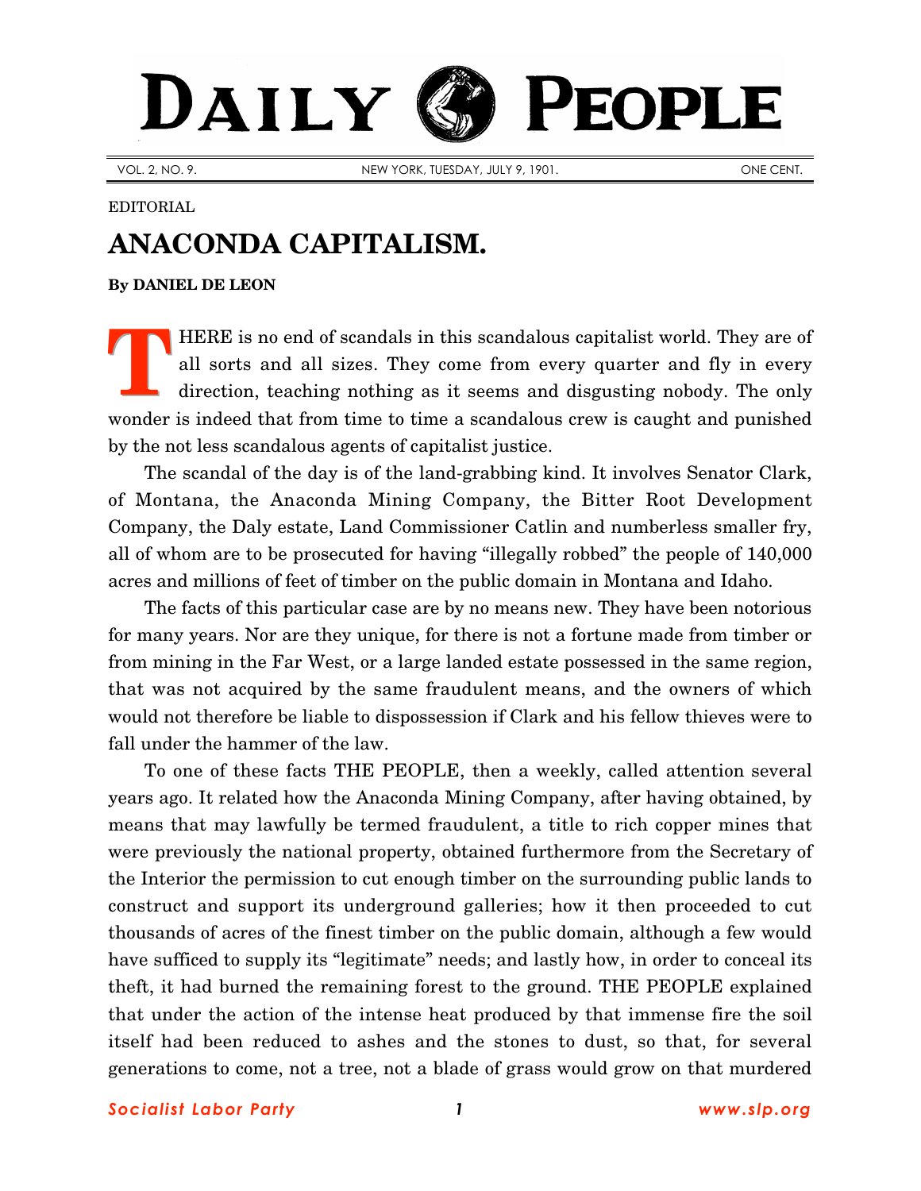# DAILY PEOPLE

VOL. 2, NO. 9. NEW YORK, TUESDAY, JULY 9, 1901. ONE CENT.

EDITORIAL

## ANACONDA CAPITALISM.

**By DANIEL DE LEON**

THERE is no end of scandals in this scandalous capitalist world. They are of all sorts and all sizes. They come from every quarter and fly in every direction, teaching nothing as it seems and disgusting nobody. The only wonder is indeed that from time to time a scandalous crew is caught and punished by the not less scandalous agents of capitalist justice.

The scandal of the day is of the land-grabbing kind. It involves Senator Clark, of Montana, the Anaconda Mining Company, the Bitter Root Development Company, the Daly estate, Land Commissioner Catlin and numberless smaller fry, all of whom are to be prosecuted for having "illegally robbed" the people of 140,000 acres and millions of feet of timber on the public domain in Montana and Idaho.

The facts of this particular case are by no means new. They have been notorious for many years. Nor are they unique, for there is not a fortune made from timber or from mining in the Far West, or a large landed estate possessed in the same region, that was not acquired by the same fraudulent means, and the owners of which would not therefore be liable to dispossession if Clark and his fellow thieves were to fall under the hammer of the law.

To one of these facts THE PEOPLE, then a weekly, called attention several years ago. It related how the Anaconda Mining Company, after having obtained, by means that may lawfully be termed fraudulent, a title to rich copper mines that were previously the national property, obtained furthermore from the Secretary of the Interior the permission to cut enough timber on the surrounding public lands to construct and support its underground galleries; how it then proceeded to cut thousands of acres of the finest timber on the public domain, although a few would have sufficed to supply its "legitimate" needs; and lastly how, in order to conceal its theft, it had burned the remaining forest to the ground. THE PEOPLE explained that under the action of the intense heat produced by that immense fire the soil itself had been reduced to ashes and the stones to dust, so that, for several generations to come, not a tree, not a blade of grass would grow on that murdered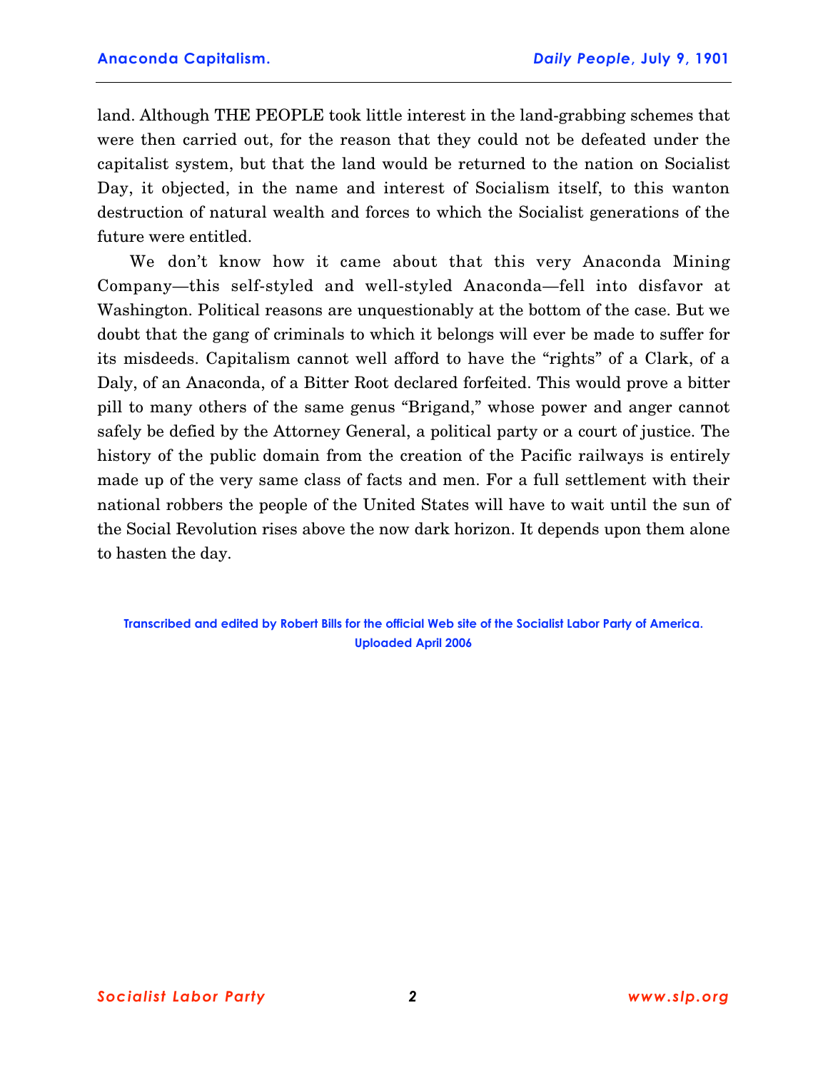land. Although THE PEOPLE took little interest in the land-grabbing schemes that were then carried out, for the reason that they could not be defeated under the capitalist system, but that the land would be returned to the nation on Socialist Day, it objected, in the name and interest of Socialism itself, to this wanton destruction of natural wealth and forces to which the Socialist generations of the future were entitled.

We don't know how it came about that this very Anaconda Mining Company—this self-styled and well-styled Anaconda—fell into disfavor at Washington. Political reasons are unquestionably at the bottom of the case. But we doubt that the gang of criminals to which it belongs will ever be made to suffer for its misdeeds. Capitalism cannot well afford to have the "rights" of a Clark, of a Daly, of an Anaconda, of a Bitter Root declared forfeited. This would prove a bitter pill to many others of the same genus "Brigand," whose power and anger cannot safely be defied by the Attorney General, a political party or a court of justice. The history of the public domain from the creation of the Pacific railways is entirely made up of the very same class of facts and men. For a full settlement with their national robbers the people of the United States will have to wait until the sun of the Social Revolution rises above the now dark horizon. It depends upon them alone to hasten the day.

Transcribed and edited by Robert Bills for the official Web site of the Socialist Labor Party of America.
Uploaded April 2006